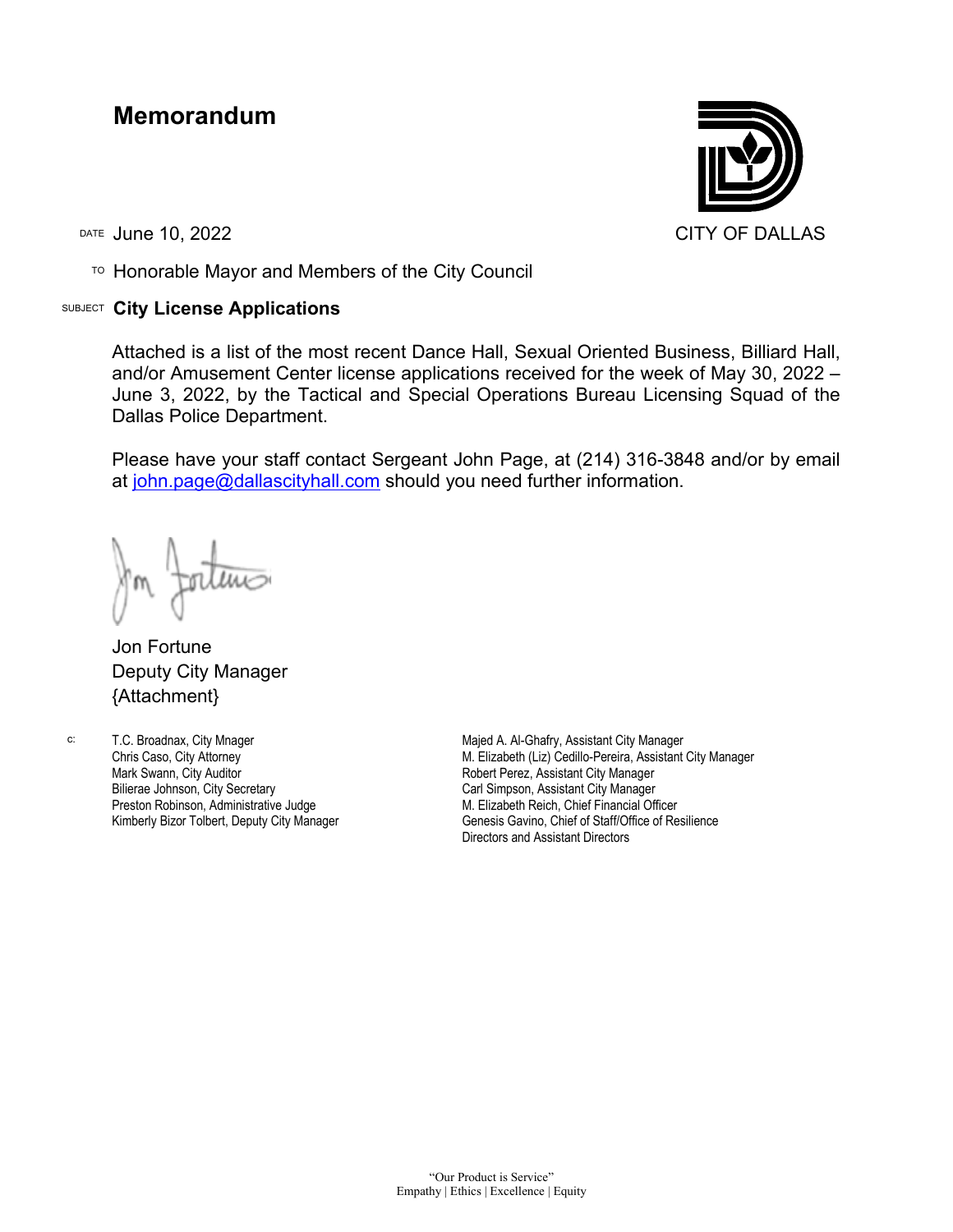# Memorandum

CITY OF DALLAS

DATE June 10, 2022

TO Honorable Mayor and Members of the City Council

SUBJECT **City License Applications**

Attached is a list of the most recent Dance Hall, Sexual Oriented Business, Billiard Hall, and/or Amusement Center license applications received for the week of May 30, 2022 – June 3, 2022, by the Tactical and Special Operations Bureau Licensing Squad of the Dallas Police Department.

Please have your staff contact Sergeant John Page, at (214) 316-3848 and/or by email at john.page@dallascityhall.com should you need further information.

Jon Fortune
Deputy City Manager
{Attachment}

c:

T.C. Broadnax, City Mnager
Chris Caso, City Attorney
Mark Swann, City Auditor
Bilierae Johnson, City Secretary
Preston Robinson, Administrative Judge
Kimberly Bizor Tolbert, Deputy City Manager
Majed A. Al-Ghafry, Assistant City Manager
M. Elizabeth (Liz) Cedillo-Pereira, Assistant City Manager
Robert Perez, Assistant City Manager
Carl Simpson, Assistant City Manager
M. Elizabeth Reich, Chief Financial Officer
Genesis Gavino, Chief of Staff/Office of Resilience
Directors and Assistant Directors

"Our Product is Service"
Empathy | Ethics | Excellence | Equity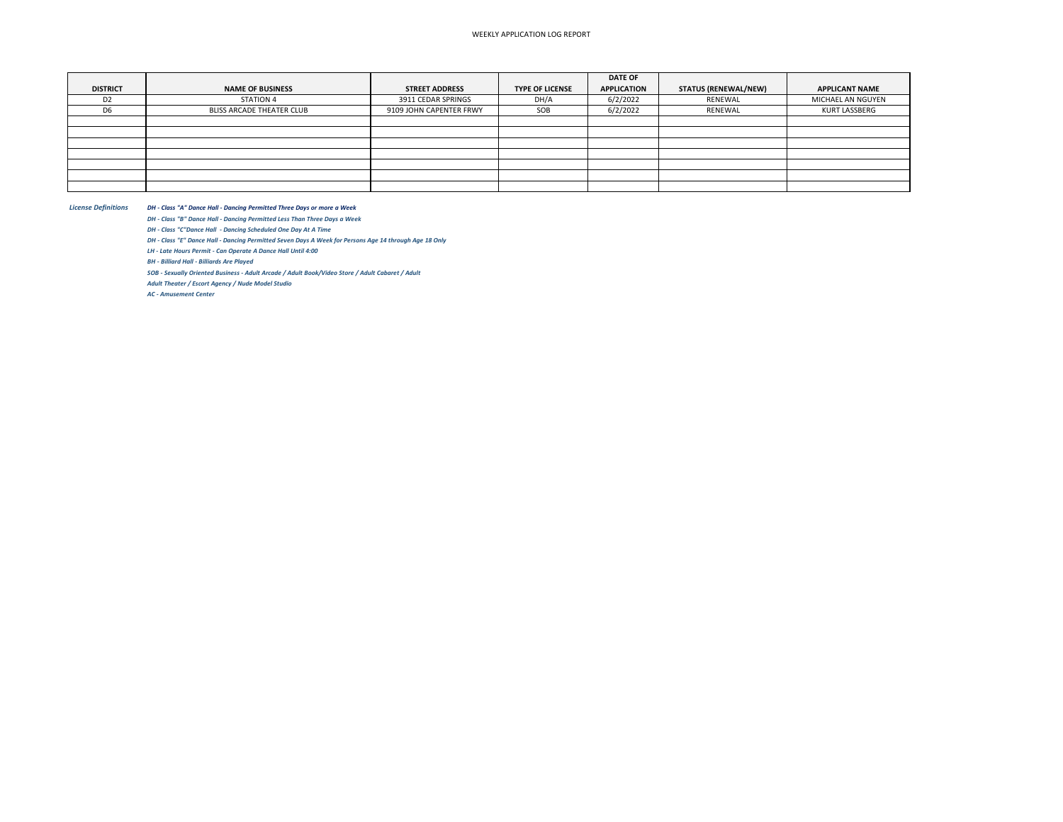WEEKLY APPLICATION LOG REPORT

| DISTRICT | NAME OF BUSINESS | STREET ADDRESS | TYPE OF LICENSE | DATE OF APPLICATION | STATUS (RENEWAL/NEW) | APPLICANT NAME |
|---|---|---|---|---|---|---|
| D2 | STATION 4 | 3911 CEDAR SPRINGS | DH/A | 6/2/2022 | RENEWAL | MICHAEL AN NGUYEN |
| D6 | BLISS ARCADE THEATER CLUB | 9109 JOHN CAPENTER FRWY | SOB | 6/2/2022 | RENEWAL | KURT LASSBERG |
| | | | | | | |
| | | | | | | |
| | | | | | | |
| | | | | | | |
| | | | | | | |
| | | | | | | |
| | | | | | | |

*License Definitions*

***DH - Class "A" Dance Hall - Dancing Permitted Three Days or more a Week***

***DH - Class "B" Dance Hall - Dancing Permitted Less Than Three Days a Week***

***DH - Class "C"Dance Hall - Dancing Scheduled One Day At A Time***

***DH - Class "E" Dance Hall - Dancing Permitted Seven Days A Week for Persons Age 14 through Age 18 Only***

***LH - Late Hours Permit - Can Operate A Dance Hall Until 4:00***

***BH - Billiard Hall - Billiards Are Played***

***SOB - Sexually Oriented Business - Adult Arcade / Adult Book/Video Store / Adult Cabaret / Adult***

***Adult Theater / Escort Agency / Nude Model Studio***

***AC - Amusement Center***